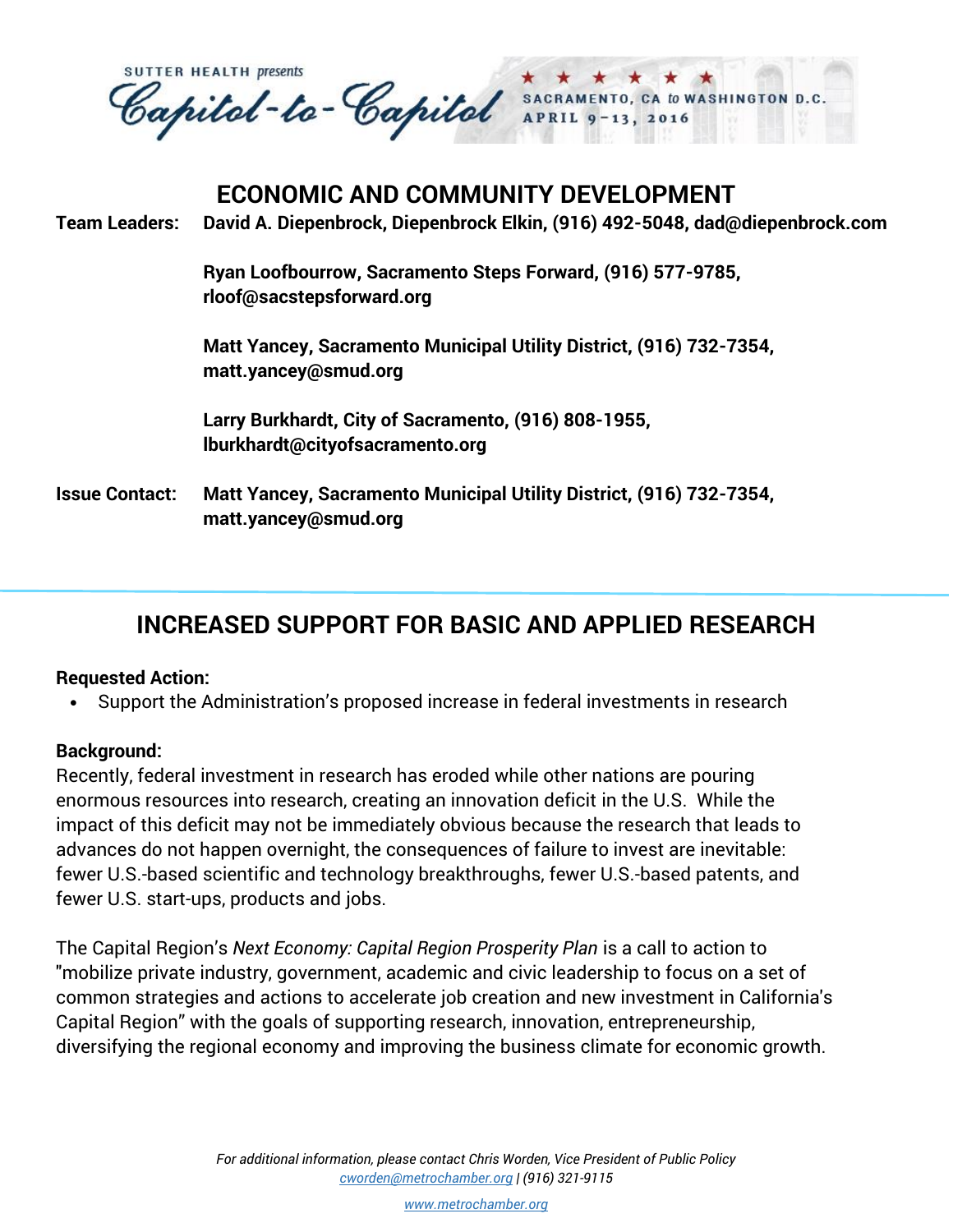SUTTER HEALTH *presents*

# Capitol-to-Capitol

SACRAMENTO, CA *to* WASHINGTON D.C.
APRIL 9–13, 2016

## ECONOMIC AND COMMUNITY DEVELOPMENT

**Team Leaders:** **David A. Diepenbrock, Diepenbrock Elkin, (916) 492-5048, dad@diepenbrock.com**

**Ryan Loofbourrow, Sacramento Steps Forward, (916) 577-9785, rloof@sacstepsforward.org**

**Matt Yancey, Sacramento Municipal Utility District, (916) 732-7354, matt.yancey@smud.org**

**Larry Burkhardt, City of Sacramento, (916) 808-1955, lburkhardt@cityofsacramento.org**

**Issue Contact:** **Matt Yancey, Sacramento Municipal Utility District, (916) 732-7354, matt.yancey@smud.org**

---

## INCREASED SUPPORT FOR BASIC AND APPLIED RESEARCH

**Requested Action:**

- Support the Administration's proposed increase in federal investments in research

**Background:**

Recently, federal investment in research has eroded while other nations are pouring enormous resources into research, creating an innovation deficit in the U.S. While the impact of this deficit may not be immediately obvious because the research that leads to advances do not happen overnight, the consequences of failure to invest are inevitable: fewer U.S.-based scientific and technology breakthroughs, fewer U.S.-based patents, and fewer U.S. start-ups, products and jobs.

The Capital Region's *Next Economy: Capital Region Prosperity Plan* is a call to action to "mobilize private industry, government, academic and civic leadership to focus on a set of common strategies and actions to accelerate job creation and new investment in California's Capital Region" with the goals of supporting research, innovation, entrepreneurship, diversifying the regional economy and improving the business climate for economic growth.

*For additional information, please contact Chris Worden, Vice President of Public Policy*
*cworden@metrochamber.org | (916) 321-9115*

*www.metrochamber.org*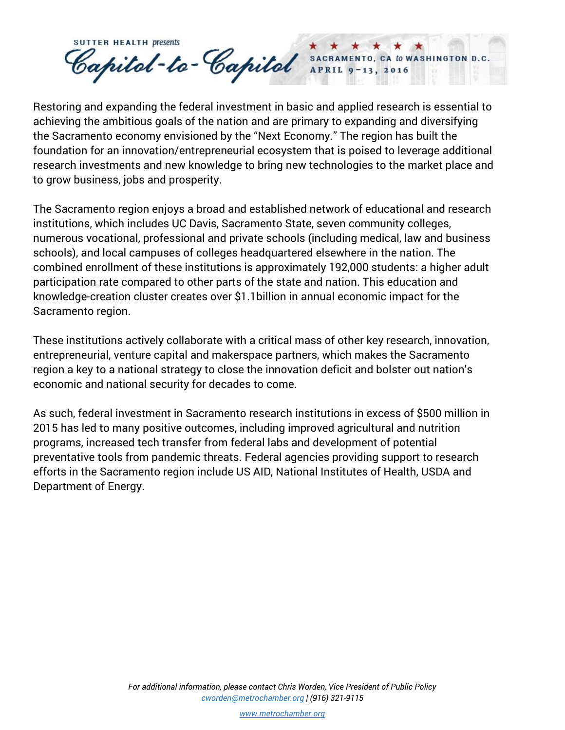Restoring and expanding the federal investment in basic and applied research is essential to achieving the ambitious goals of the nation and are primary to expanding and diversifying the Sacramento economy envisioned by the “Next Economy.” The region has built the foundation for an innovation/entrepreneurial ecosystem that is poised to leverage additional research investments and new knowledge to bring new technologies to the market place and to grow business, jobs and prosperity.

The Sacramento region enjoys a broad and established network of educational and research institutions, which includes UC Davis, Sacramento State, seven community colleges, numerous vocational, professional and private schools (including medical, law and business schools), and local campuses of colleges headquartered elsewhere in the nation. The combined enrollment of these institutions is approximately 192,000 students: a higher adult participation rate compared to other parts of the state and nation. This education and knowledge-creation cluster creates over $1.1billion in annual economic impact for the Sacramento region.

These institutions actively collaborate with a critical mass of other key research, innovation, entrepreneurial, venture capital and makerspace partners, which makes the Sacramento region a key to a national strategy to close the innovation deficit and bolster out nation’s economic and national security for decades to come.

As such, federal investment in Sacramento research institutions in excess of $500 million in 2015 has led to many positive outcomes, including improved agricultural and nutrition programs, increased tech transfer from federal labs and development of potential preventative tools from pandemic threats. Federal agencies providing support to research efforts in the Sacramento region include US AID, National Institutes of Health, USDA and Department of Energy.